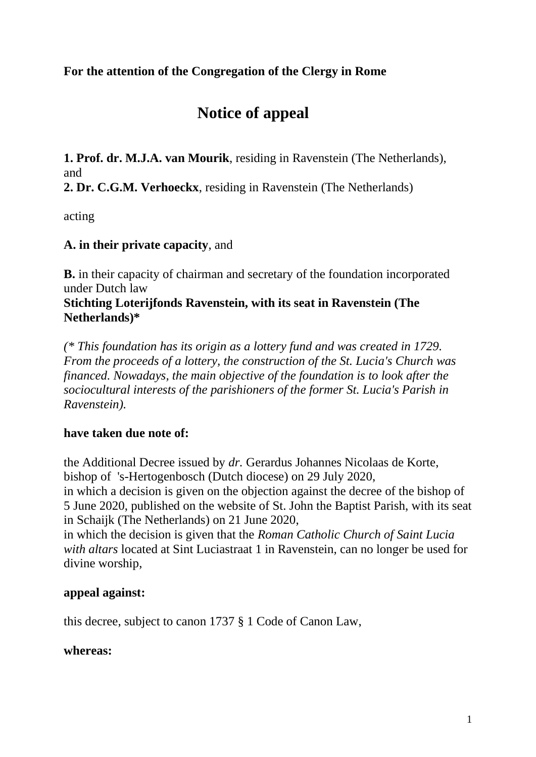**For the attention of the Congregation of the Clergy in Rome**

# Notice of appeal

**1. Prof. dr. M.J.A. van Mourik**, residing in Ravenstein (The Netherlands), and
**2. Dr. C.G.M. Verhoeckx**, residing in Ravenstein (The Netherlands)

acting

**A. in their private capacity**, and

**B.** in their capacity of chairman and secretary of the foundation incorporated under Dutch law
**Stichting Loterijfonds Ravenstein, with its seat in Ravenstein (The Netherlands)***

*(* This foundation has its origin as a lottery fund and was created in 1729. From the proceeds of a lottery, the construction of the St. Lucia's Church was financed. Nowadays, the main objective of the foundation is to look after the sociocultural interests of the parishioners of the former St. Lucia's Parish in Ravenstein).*

**have taken due note of:**

the Additional Decree issued by *dr.* Gerardus Johannes Nicolaas de Korte, bishop of 's-Hertogenbosch (Dutch diocese) on 29 July 2020,
in which a decision is given on the objection against the decree of the bishop of 5 June 2020, published on the website of St. John the Baptist Parish, with its seat in Schaijk (The Netherlands) on 21 June 2020,
in which the decision is given that the *Roman Catholic Church of Saint Lucia with altars* located at Sint Luciastraat 1 in Ravenstein, can no longer be used for divine worship,

**appeal against:**

this decree, subject to canon 1737 § 1 Code of Canon Law,

**whereas:**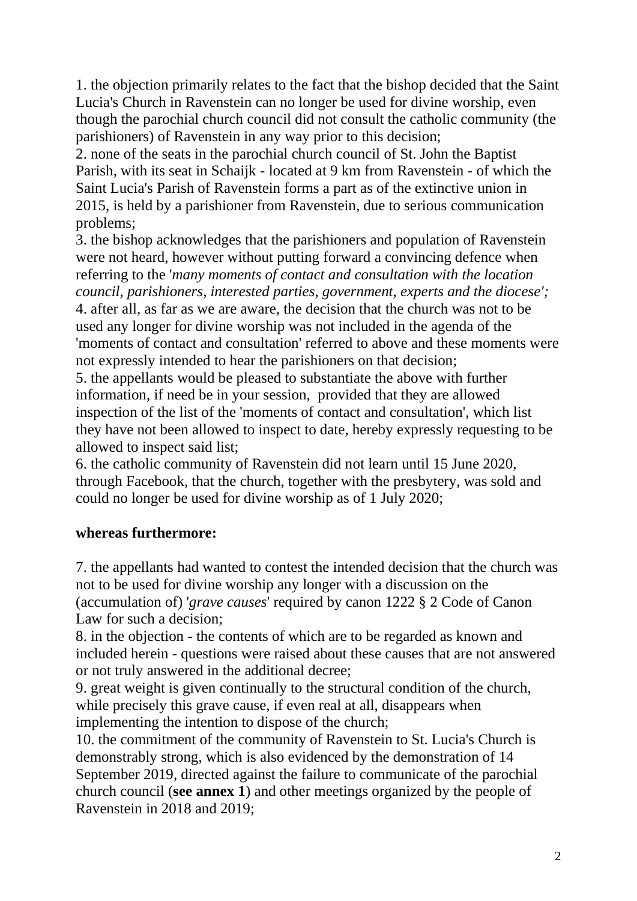1. the objection primarily relates to the fact that the bishop decided that the Saint Lucia's Church in Ravenstein can no longer be used for divine worship, even though the parochial church council did not consult the catholic community (the parishioners) of Ravenstein in any way prior to this decision;
2. none of the seats in the parochial church council of St. John the Baptist Parish, with its seat in Schaijk - located at 9 km from Ravenstein - of which the Saint Lucia's Parish of Ravenstein forms a part as of the extinctive union in 2015, is held by a parishioner from Ravenstein, due to serious communication problems;
3. the bishop acknowledges that the parishioners and population of Ravenstein were not heard, however without putting forward a convincing defence when referring to the '*many moments of contact and consultation with the location council, parishioners, interested parties, government, experts and the diocese';*
4. after all, as far as we are aware, the decision that the church was not to be used any longer for divine worship was not included in the agenda of the 'moments of contact and consultation' referred to above and these moments were not expressly intended to hear the parishioners on that decision;
5. the appellants would be pleased to substantiate the above with further information, if need be in your session, provided that they are allowed inspection of the list of the 'moments of contact and consultation', which list they have not been allowed to inspect to date, hereby expressly requesting to be allowed to inspect said list;
6. the catholic community of Ravenstein did not learn until 15 June 2020, through Facebook, that the church, together with the presbytery, was sold and could no longer be used for divine worship as of 1 July 2020;

**whereas furthermore:**

7. the appellants had wanted to contest the intended decision that the church was not to be used for divine worship any longer with a discussion on the (accumulation of) '*grave causes*' required by canon 1222 § 2 Code of Canon Law for such a decision;
8. in the objection - the contents of which are to be regarded as known and included herein - questions were raised about these causes that are not answered or not truly answered in the additional decree;
9. great weight is given continually to the structural condition of the church, while precisely this grave cause, if even real at all, disappears when implementing the intention to dispose of the church;
10. the commitment of the community of Ravenstein to St. Lucia's Church is demonstrably strong, which is also evidenced by the demonstration of 14 September 2019, directed against the failure to communicate of the parochial church council (**see annex 1**) and other meetings organized by the people of Ravenstein in 2018 and 2019;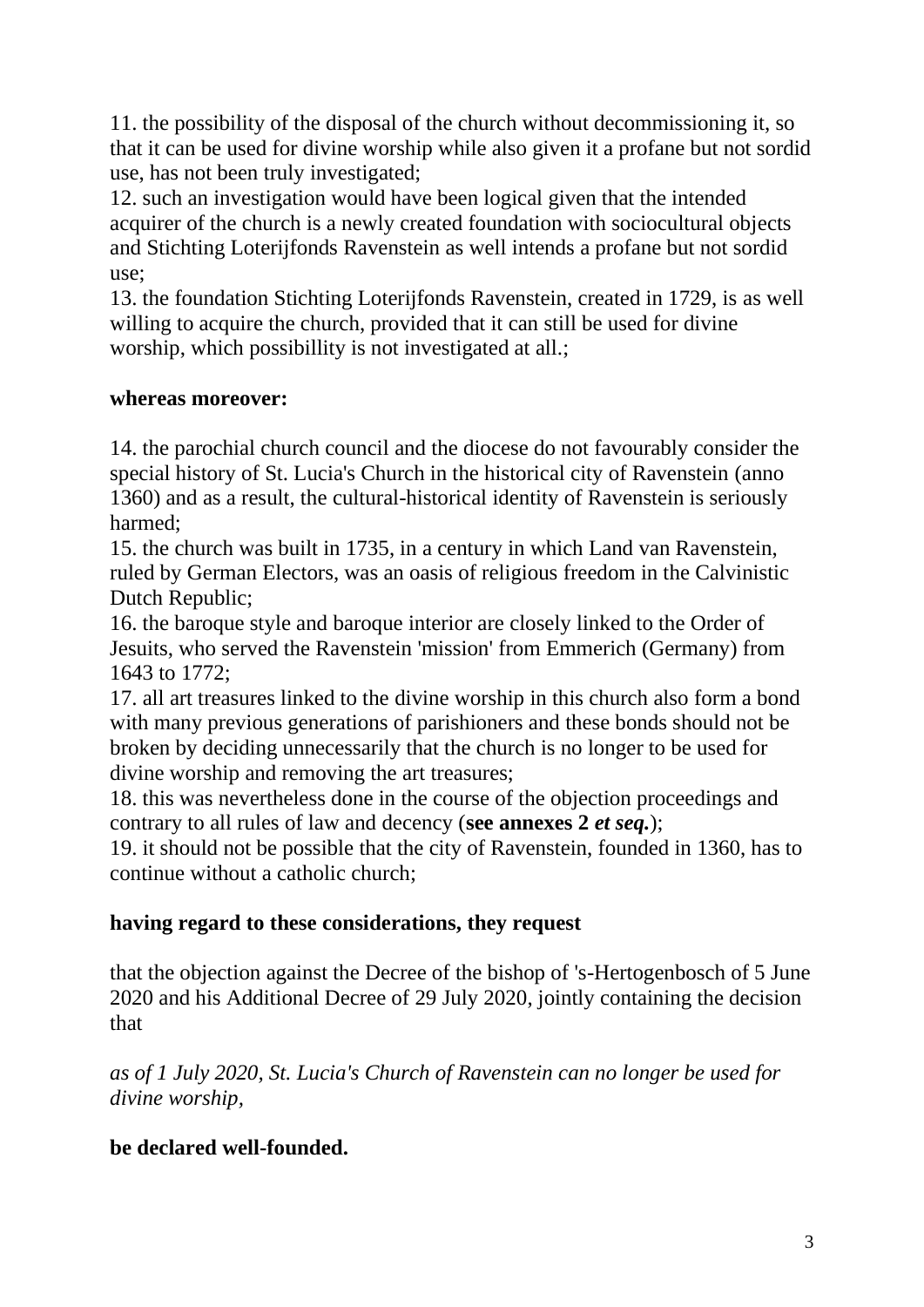11. the possibility of the disposal of the church without decommissioning it, so that it can be used for divine worship while also given it a profane but not sordid use, has not been truly investigated;

12. such an investigation would have been logical given that the intended acquirer of the church is a newly created foundation with sociocultural objects and Stichting Loterijfonds Ravenstein as well intends a profane but not sordid use;

13. the foundation Stichting Loterijfonds Ravenstein, created in 1729, is as well willing to acquire the church, provided that it can still be used for divine worship, which possibillity is not investigated at all.;

**whereas moreover:**

14. the parochial church council and the diocese do not favourably consider the special history of St. Lucia's Church in the historical city of Ravenstein (anno 1360) and as a result, the cultural-historical identity of Ravenstein is seriously harmed;

15. the church was built in 1735, in a century in which Land van Ravenstein, ruled by German Electors, was an oasis of religious freedom in the Calvinistic Dutch Republic;

16. the baroque style and baroque interior are closely linked to the Order of Jesuits, who served the Ravenstein 'mission' from Emmerich (Germany) from 1643 to 1772;

17. all art treasures linked to the divine worship in this church also form a bond with many previous generations of parishioners and these bonds should not be broken by deciding unnecessarily that the church is no longer to be used for divine worship and removing the art treasures;

18. this was nevertheless done in the course of the objection proceedings and contrary to all rules of law and decency (**see annexes 2 *et seq.***);

19. it should not be possible that the city of Ravenstein, founded in 1360, has to continue without a catholic church;

**having regard to these considerations, they request**

that the objection against the Decree of the bishop of 's-Hertogenbosch of 5 June 2020 and his Additional Decree of 29 July 2020, jointly containing the decision that

*as of 1 July 2020, St. Lucia's Church of Ravenstein can no longer be used for divine worship,*

**be declared well-founded.**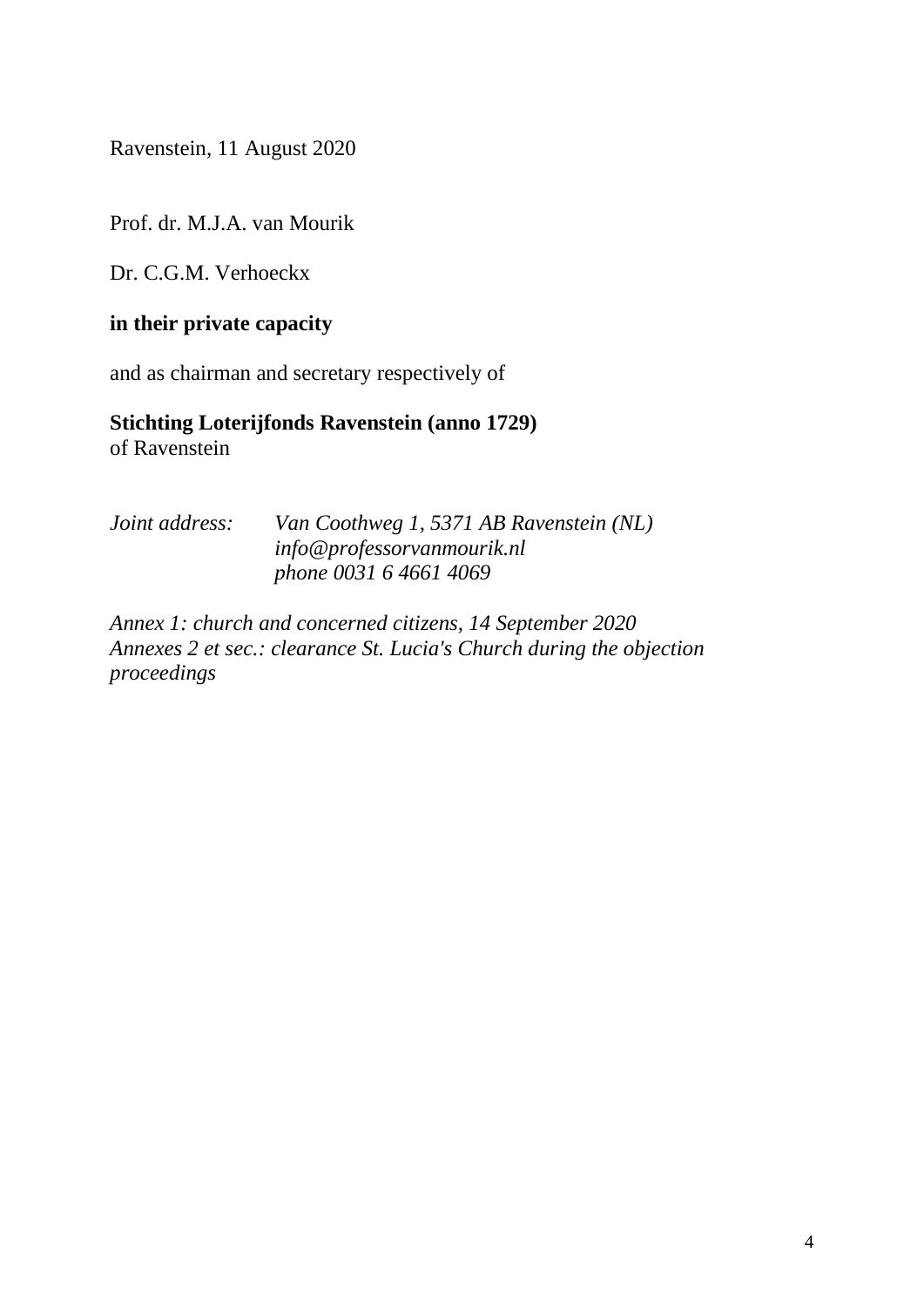Ravenstein, 11 August 2020

Prof. dr. M.J.A. van Mourik

Dr. C.G.M. Verhoeckx

**in their private capacity**

and as chairman and secretary respectively of

**Stichting Loterijfonds Ravenstein (anno 1729)**
of Ravenstein

*Joint address:* *Van Coothweg 1, 5371 AB Ravenstein (NL)*
*info@professorvanmourik.nl*
*phone 0031 6 4661 4069*

*Annex 1: church and concerned citizens, 14 September 2020*
*Annexes 2 et sec.: clearance St. Lucia's Church during the objection proceedings*